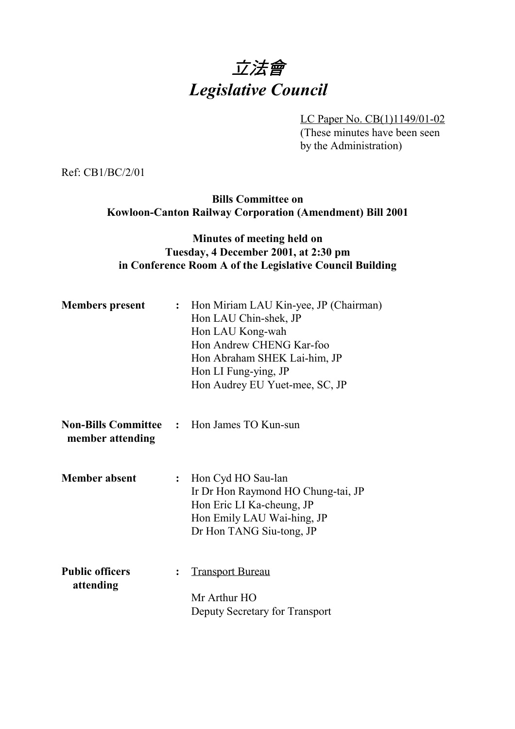# *立法會*
# *Legislative Council*

LC Paper No. CB(1)1149/01-02
(These minutes have been seen by the Administration)

Ref: CB1/BC/2/01

**Bills Committee on**
**Kowloon-Canton Railway Corporation (Amendment) Bill 2001**

**Minutes of meeting held on**
**Tuesday, 4 December 2001, at 2:30 pm**
**in Conference Room A of the Legislative Council Building**

**Members present** : Hon Miriam LAU Kin-yee, JP (Chairman)
Hon LAU Chin-shek, JP
Hon LAU Kong-wah
Hon Andrew CHENG Kar-foo
Hon Abraham SHEK Lai-him, JP
Hon LI Fung-ying, JP
Hon Audrey EU Yuet-mee, SC, JP

**Non-Bills Committee member attending** : Hon James TO Kun-sun

**Member absent** : Hon Cyd HO Sau-lan
Ir Dr Hon Raymond HO Chung-tai, JP
Hon Eric LI Ka-cheung, JP
Hon Emily LAU Wai-hing, JP
Dr Hon TANG Siu-tong, JP

**Public officers attending** : Transport Bureau

Mr Arthur HO
Deputy Secretary for Transport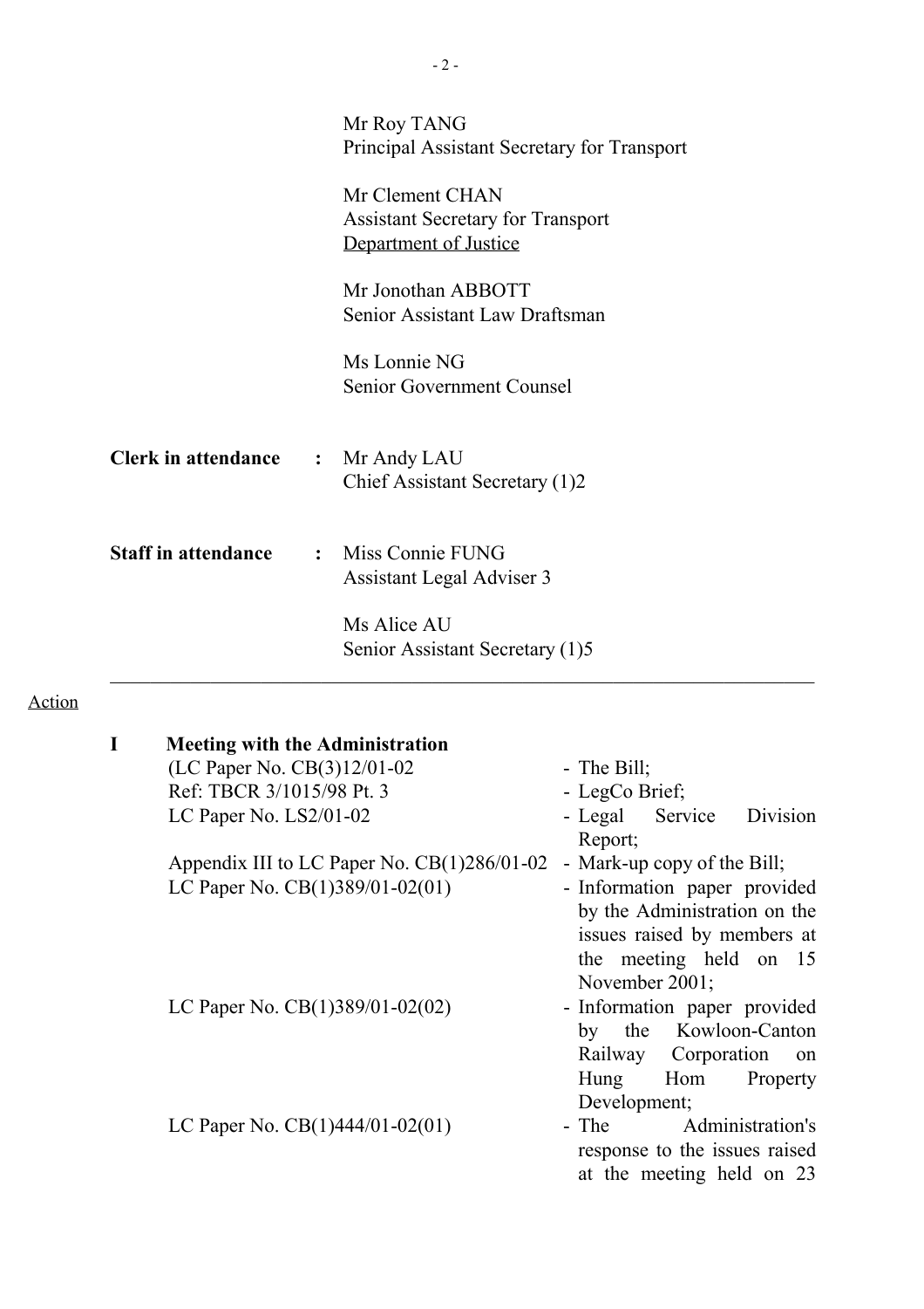Mr Roy TANG
Principal Assistant Secretary for Transport

Mr Clement CHAN
Assistant Secretary for Transport
Department of Justice

Mr Jonothan ABBOTT
Senior Assistant Law Draftsman

Ms Lonnie NG
Senior Government Counsel

**Clerk in attendance** : Mr Andy LAU
Chief Assistant Secretary (1)2

**Staff in attendance** : Miss Connie FUNG
Assistant Legal Adviser 3

Ms Alice AU
Senior Assistant Secretary (1)5

---

Action

**I Meeting with the Administration**

| | |
|---|---|
| (LC Paper No. CB(3)12/01-02 | - The Bill; |
| Ref: TBCR 3/1015/98 Pt. 3 | - LegCo Brief; |
| LC Paper No. LS2/01-02 | - Legal Service Division Report; |
| Appendix III to LC Paper No. CB(1)286/01-02 | - Mark-up copy of the Bill; |
| LC Paper No. CB(1)389/01-02(01) | - Information paper provided by the Administration on the issues raised by members at the meeting held on 15 November 2001; |
| LC Paper No. CB(1)389/01-02(02) | - Information paper provided by the Kowloon-Canton Railway Corporation on Hung Hom Property Development; |
| LC Paper No. CB(1)444/01-02(01) | - The Administration's response to the issues raised at the meeting held on 23 |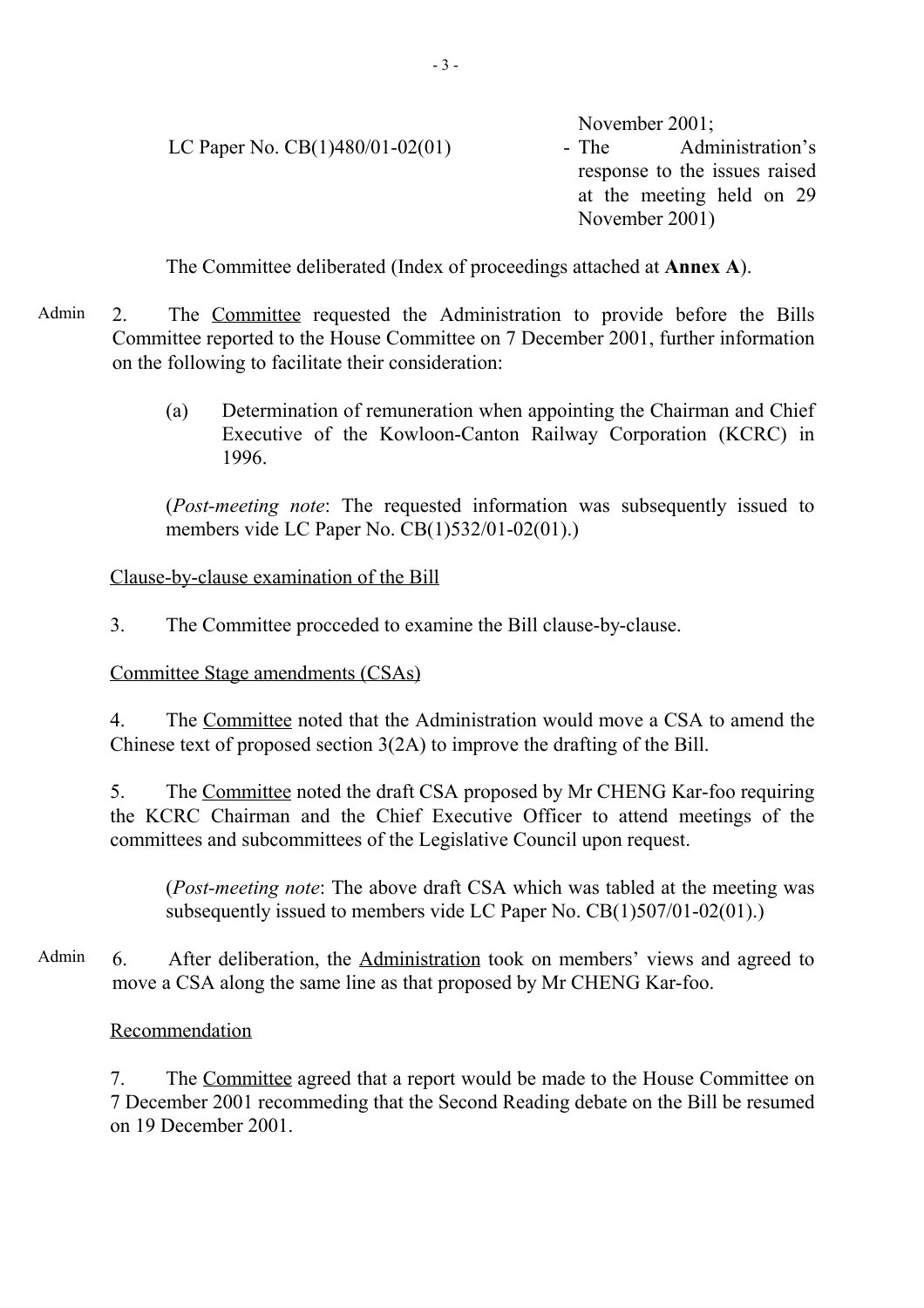November 2001;

LC Paper No. CB(1)480/01-02(01) - The Administration's response to the issues raised at the meeting held on 29 November 2001)

The Committee deliberated (Index of proceedings attached at **Annex A**).

Admin 2. The Committee requested the Administration to provide before the Bills Committee reported to the House Committee on 7 December 2001, further information on the following to facilitate their consideration:

(a) Determination of remuneration when appointing the Chairman and Chief Executive of the Kowloon-Canton Railway Corporation (KCRC) in 1996.

(*Post-meeting note*: The requested information was subsequently issued to members vide LC Paper No. CB(1)532/01-02(01).)

Clause-by-clause examination of the Bill

3. The Committee procceded to examine the Bill clause-by-clause.

Committee Stage amendments (CSAs)

4. The Committee noted that the Administration would move a CSA to amend the Chinese text of proposed section 3(2A) to improve the drafting of the Bill.

5. The Committee noted the draft CSA proposed by Mr CHENG Kar-foo requiring the KCRC Chairman and the Chief Executive Officer to attend meetings of the committees and subcommittees of the Legislative Council upon request.

(*Post-meeting note*: The above draft CSA which was tabled at the meeting was subsequently issued to members vide LC Paper No. CB(1)507/01-02(01).)

Admin 6. After deliberation, the Administration took on members' views and agreed to move a CSA along the same line as that proposed by Mr CHENG Kar-foo.

Recommendation

7. The Committee agreed that a report would be made to the House Committee on 7 December 2001 recommeding that the Second Reading debate on the Bill be resumed on 19 December 2001.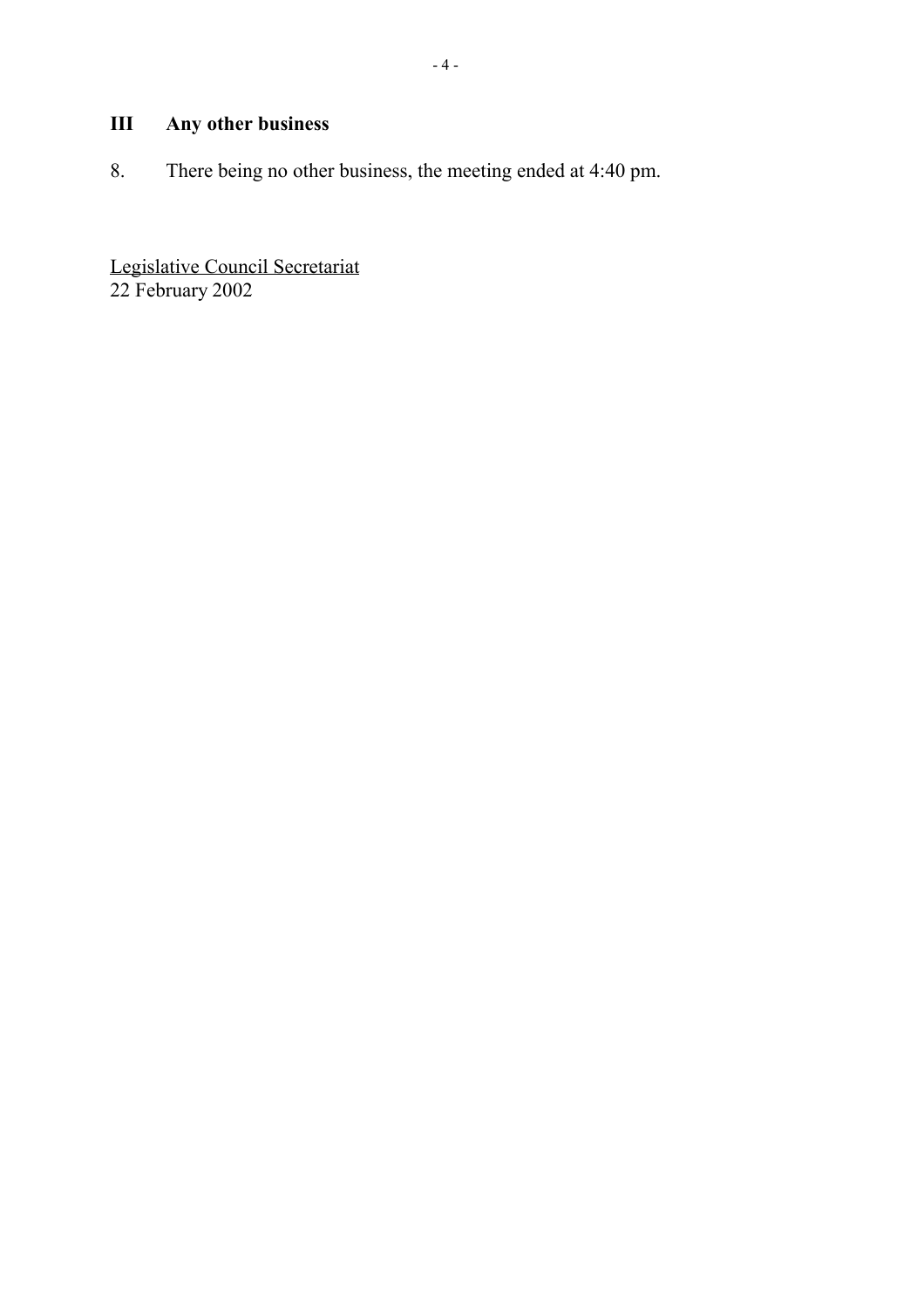## III Any other business

8. There being no other business, the meeting ended at 4:40 pm.

<u>Legislative Council Secretariat</u>
22 February 2002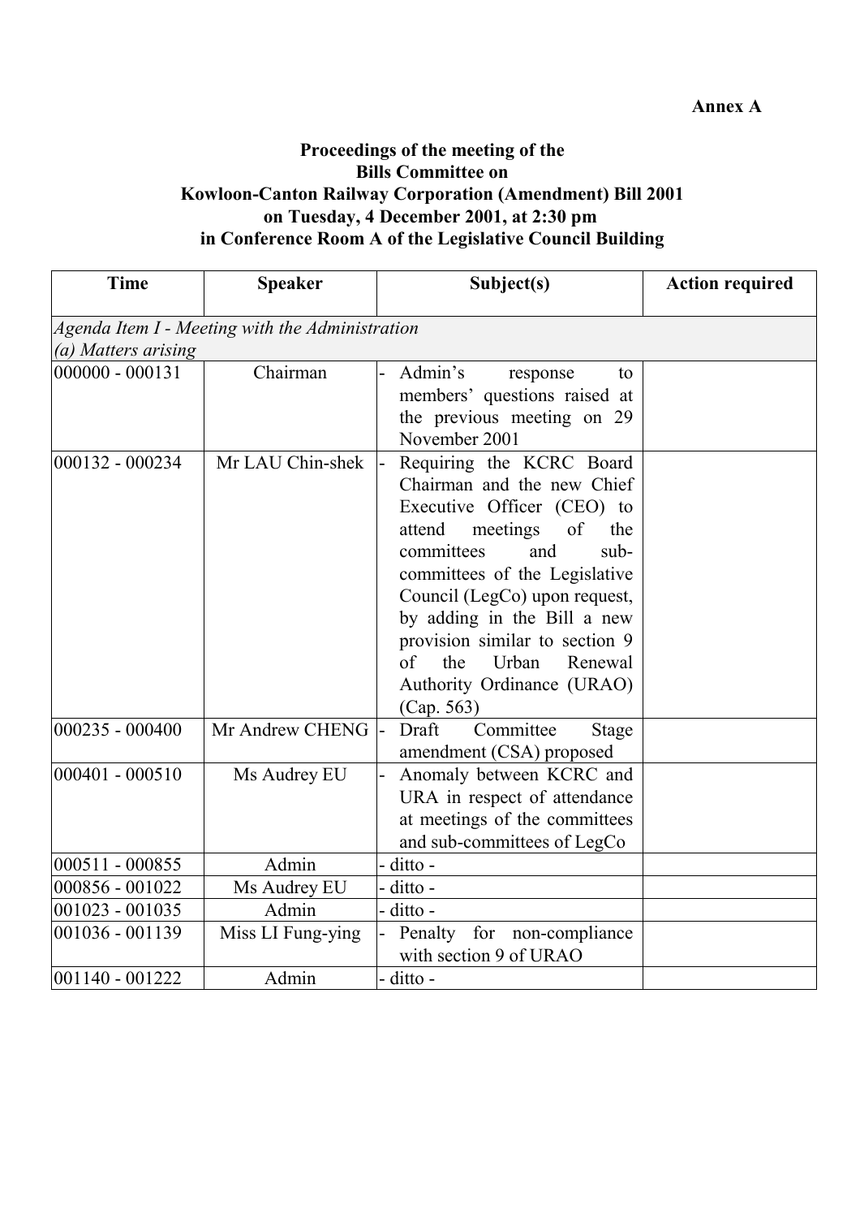**Annex A**

**Proceedings of the meeting of the Bills Committee on Kowloon-Canton Railway Corporation (Amendment) Bill 2001 on Tuesday, 4 December 2001, at 2:30 pm in Conference Room A of the Legislative Council Building**

| Time | Speaker | Subject(s) | Action required |
|---|---|---|---|
| *Agenda Item I - Meeting with the Administration* *(a) Matters arising* | | | |
| 000000 - 000131 | Chairman | - Admin's response to members' questions raised at the previous meeting on 29 November 2001 | |
| 000132 - 000234 | Mr LAU Chin-shek | - Requiring the KCRC Board Chairman and the new Chief Executive Officer (CEO) to attend meetings of the committees and sub-committees of the Legislative Council (LegCo) upon request, by adding in the Bill a new provision similar to section 9 of the Urban Renewal Authority Ordinance (URAO) (Cap. 563) | |
| 000235 - 000400 | Mr Andrew CHENG | - Draft Committee Stage amendment (CSA) proposed | |
| 000401 - 000510 | Ms Audrey EU | - Anomaly between KCRC and URA in respect of attendance at meetings of the committees and sub-committees of LegCo | |
| 000511 - 000855 | Admin | - ditto - | |
| 000856 - 001022 | Ms Audrey EU | - ditto - | |
| 001023 - 001035 | Admin | - ditto - | |
| 001036 - 001139 | Miss LI Fung-ying | - Penalty for non-compliance with section 9 of URAO | |
| 001140 - 001222 | Admin | - ditto - | |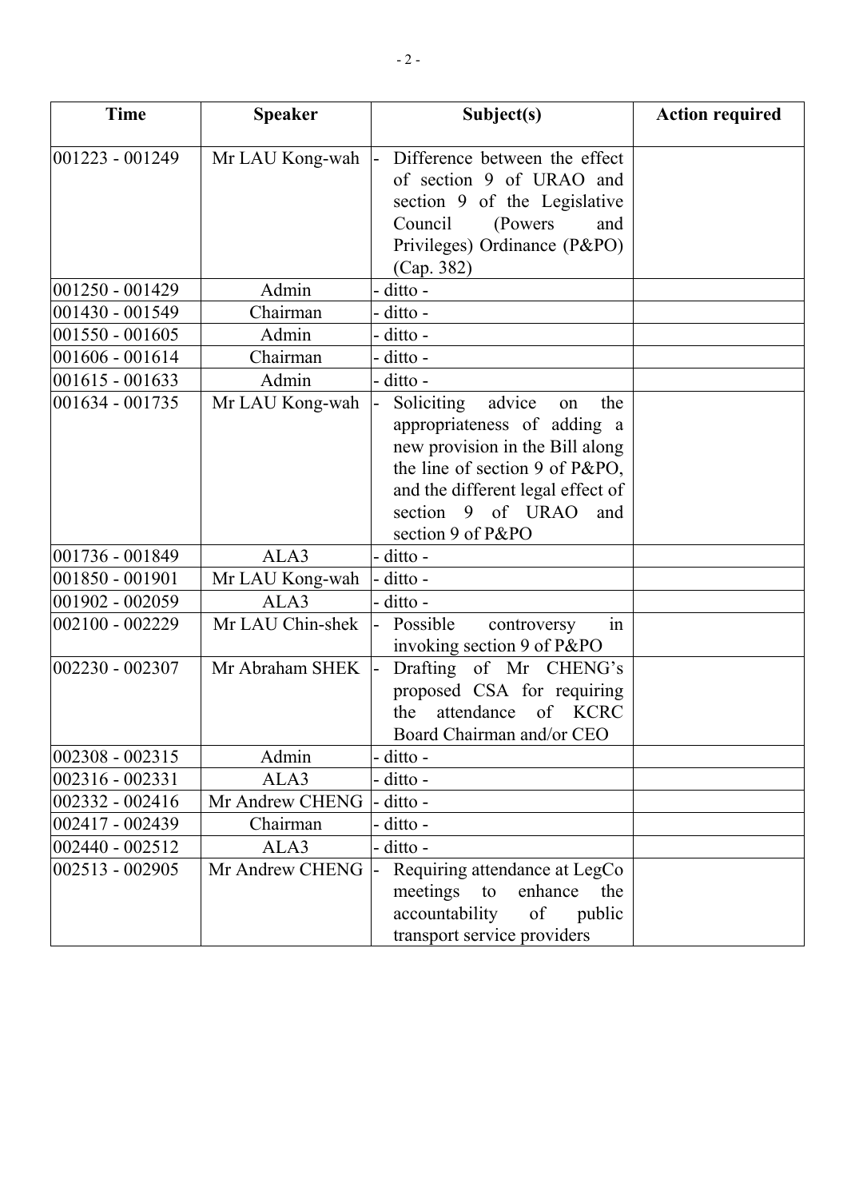| Time | Speaker | Subject(s) | Action required |
|---|---|---|---|
| 001223 - 001249 | Mr LAU Kong-wah | - Difference between the effect of section 9 of URAO and section 9 of the Legislative Council (Powers and Privileges) Ordinance (P&PO) (Cap. 382) | |
| 001250 - 001429 | Admin | - ditto - | |
| 001430 - 001549 | Chairman | - ditto - | |
| 001550 - 001605 | Admin | - ditto - | |
| 001606 - 001614 | Chairman | - ditto - | |
| 001615 - 001633 | Admin | - ditto - | |
| 001634 - 001735 | Mr LAU Kong-wah | - Soliciting advice on the appropriateness of adding a new provision in the Bill along the line of section 9 of P&PO, and the different legal effect of section 9 of URAO and section 9 of P&PO | |
| 001736 - 001849 | ALA3 | - ditto - | |
| 001850 - 001901 | Mr LAU Kong-wah | - ditto - | |
| 001902 - 002059 | ALA3 | - ditto - | |
| 002100 - 002229 | Mr LAU Chin-shek | - Possible controversy in invoking section 9 of P&PO | |
| 002230 - 002307 | Mr Abraham SHEK | - Drafting of Mr CHENG's proposed CSA for requiring the attendance of KCRC Board Chairman and/or CEO | |
| 002308 - 002315 | Admin | - ditto - | |
| 002316 - 002331 | ALA3 | - ditto - | |
| 002332 - 002416 | Mr Andrew CHENG | - ditto - | |
| 002417 - 002439 | Chairman | - ditto - | |
| 002440 - 002512 | ALA3 | - ditto - | |
| 002513 - 002905 | Mr Andrew CHENG | - Requiring attendance at LegCo meetings to enhance the accountability of public transport service providers | |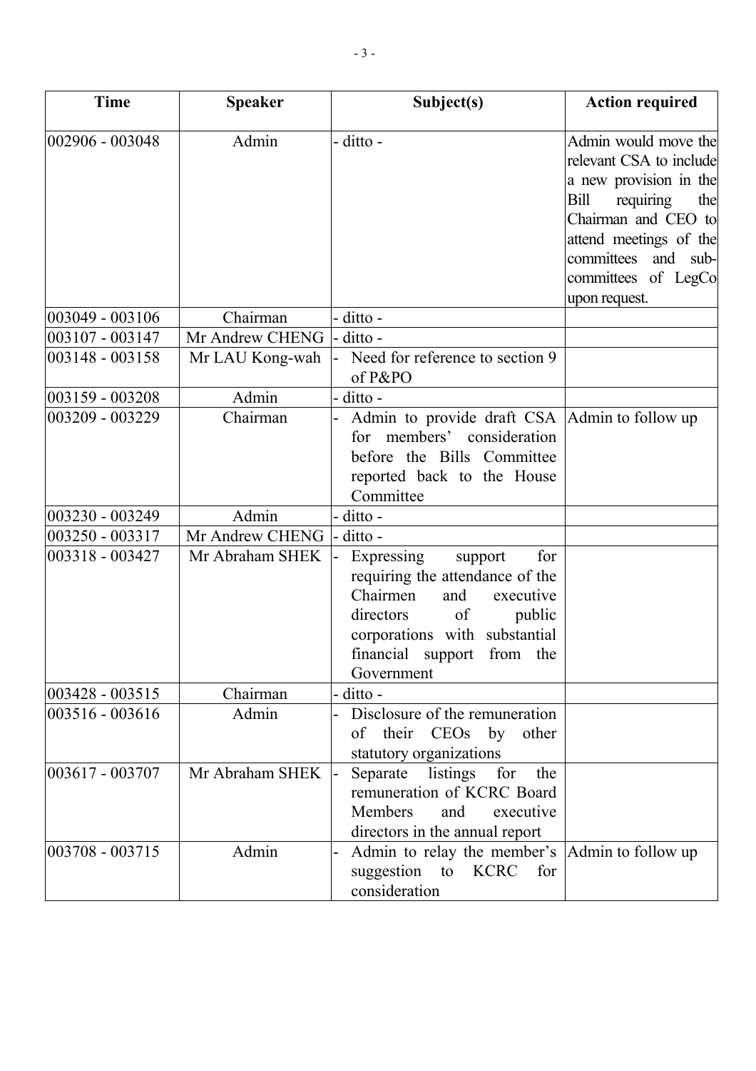| Time | Speaker | Subject(s) | Action required |
|---|---|---|---|
| 002906 - 003048 | Admin | - ditto - | Admin would move the relevant CSA to include a new provision in the Bill requiring the Chairman and CEO to attend meetings of the committees and sub-committees of LegCo upon request. |
| 003049 - 003106 | Chairman | - ditto - | |
| 003107 - 003147 | Mr Andrew CHENG | - ditto - | |
| 003148 - 003158 | Mr LAU Kong-wah | - Need for reference to section 9 of P&PO | |
| 003159 - 003208 | Admin | - ditto - | |
| 003209 - 003229 | Chairman | - Admin to provide draft CSA for members' consideration before the Bills Committee reported back to the House Committee | Admin to follow up |
| 003230 - 003249 | Admin | - ditto - | |
| 003250 - 003317 | Mr Andrew CHENG | - ditto - | |
| 003318 - 003427 | Mr Abraham SHEK | - Expressing support for requiring the attendance of the Chairmen and executive directors of public corporations with substantial financial support from the Government | |
| 003428 - 003515 | Chairman | - ditto - | |
| 003516 - 003616 | Admin | - Disclosure of the remuneration of their CEOs by other statutory organizations | |
| 003617 - 003707 | Mr Abraham SHEK | - Separate listings for the remuneration of KCRC Board Members and executive directors in the annual report | |
| 003708 - 003715 | Admin | - Admin to relay the member's suggestion to KCRC for consideration | Admin to follow up |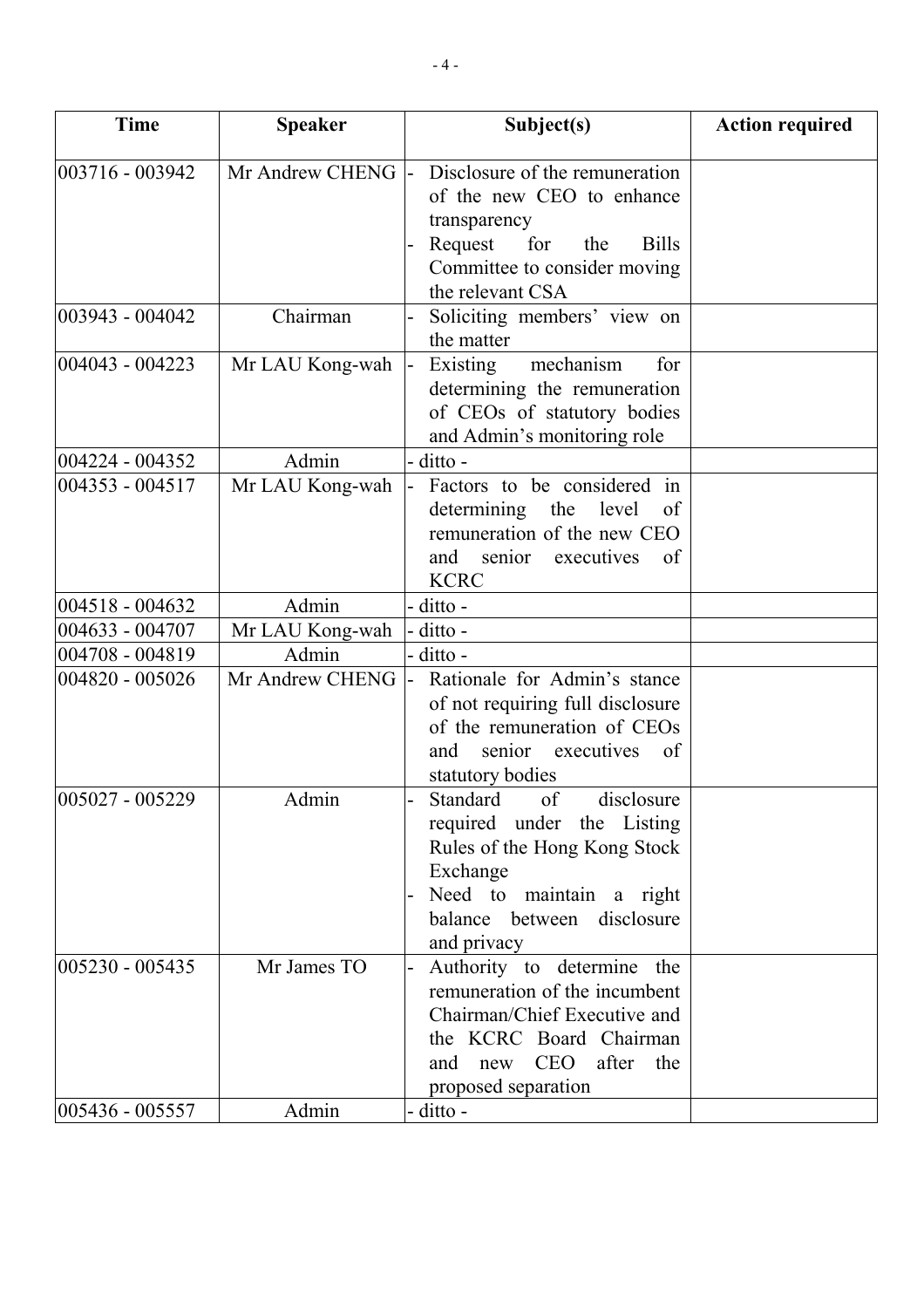| Time | Speaker | Subject(s) | Action required |
|---|---|---|---|
| 003716 - 003942 | Mr Andrew CHENG | - Disclosure of the remuneration of the new CEO to enhance transparency<br>- Request for the Bills Committee to consider moving the relevant CSA | |
| 003943 - 004042 | Chairman | - Soliciting members' view on the matter | |
| 004043 - 004223 | Mr LAU Kong-wah | - Existing mechanism for determining the remuneration of CEOs of statutory bodies and Admin's monitoring role | |
| 004224 - 004352 | Admin | - ditto - | |
| 004353 - 004517 | Mr LAU Kong-wah | - Factors to be considered in determining the level of remuneration of the new CEO and senior executives of KCRC | |
| 004518 - 004632 | Admin | - ditto - | |
| 004633 - 004707 | Mr LAU Kong-wah | - ditto - | |
| 004708 - 004819 | Admin | - ditto - | |
| 004820 - 005026 | Mr Andrew CHENG | - Rationale for Admin's stance of not requiring full disclosure of the remuneration of CEOs and senior executives of statutory bodies | |
| 005027 - 005229 | Admin | - Standard of disclosure required under the Listing Rules of the Hong Kong Stock Exchange<br>- Need to maintain a right balance between disclosure and privacy | |
| 005230 - 005435 | Mr James TO | - Authority to determine the remuneration of the incumbent Chairman/Chief Executive and the KCRC Board Chairman and new CEO after the proposed separation | |
| 005436 - 005557 | Admin | - ditto - | |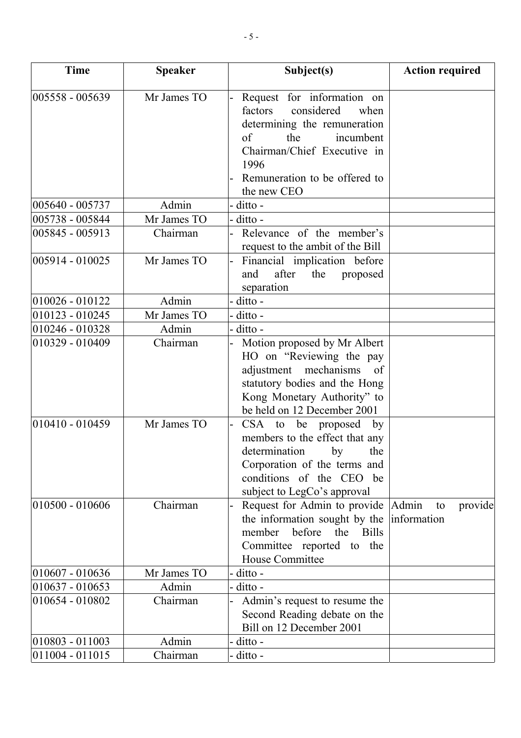| Time | Speaker | Subject(s) | Action required |
|---|---|---|---|
| 005558 - 005639 | Mr James TO | - Request for information on factors considered when determining the remuneration of the incumbent Chairman/Chief Executive in 1996<br>- Remuneration to be offered to the new CEO | |
| 005640 - 005737 | Admin | - ditto - | |
| 005738 - 005844 | Mr James TO | - ditto - | |
| 005845 - 005913 | Chairman | - Relevance of the member's request to the ambit of the Bill | |
| 005914 - 010025 | Mr James TO | - Financial implication before and after the proposed separation | |
| 010026 - 010122 | Admin | - ditto - | |
| 010123 - 010245 | Mr James TO | - ditto - | |
| 010246 - 010328 | Admin | - ditto - | |
| 010329 - 010409 | Chairman | - Motion proposed by Mr Albert HO on "Reviewing the pay adjustment mechanisms of statutory bodies and the Hong Kong Monetary Authority" to be held on 12 December 2001 | |
| 010410 - 010459 | Mr James TO | - CSA to be proposed by members to the effect that any determination by the Corporation of the terms and conditions of the CEO be subject to LegCo's approval | |
| 010500 - 010606 | Chairman | - Request for Admin to provide the information sought by the member before the Bills Committee reported to the House Committee | Admin to provide information |
| 010607 - 010636 | Mr James TO | - ditto - | |
| 010637 - 010653 | Admin | - ditto - | |
| 010654 - 010802 | Chairman | - Admin's request to resume the Second Reading debate on the Bill on 12 December 2001 | |
| 010803 - 011003 | Admin | - ditto - | |
| 011004 - 011015 | Chairman | - ditto - | |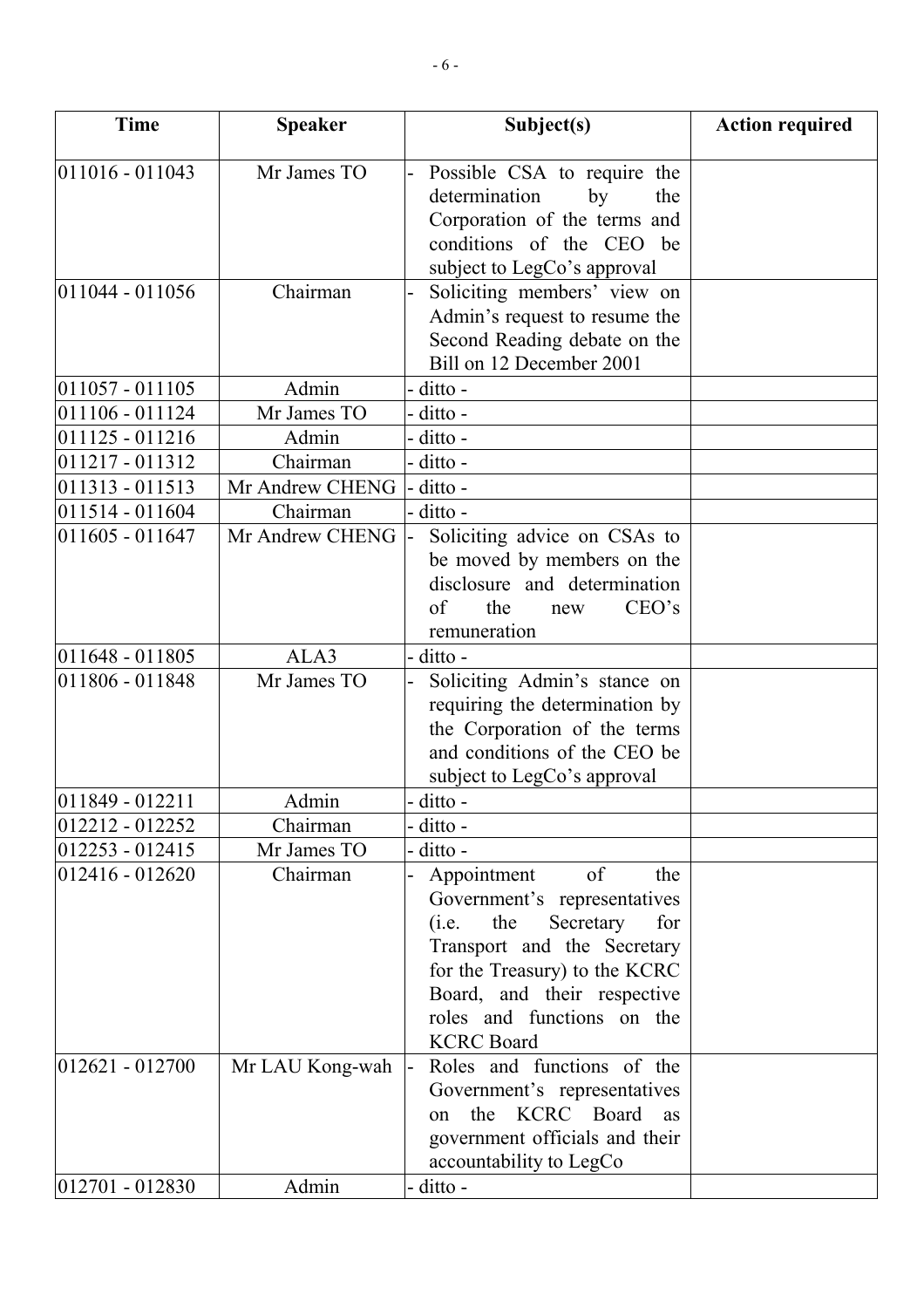| Time | Speaker | Subject(s) | Action required |
|---|---|---|---|
| 011016 - 011043 | Mr James TO | - Possible CSA to require the determination by the Corporation of the terms and conditions of the CEO be subject to LegCo's approval | |
| 011044 - 011056 | Chairman | - Soliciting members' view on Admin's request to resume the Second Reading debate on the Bill on 12 December 2001 | |
| 011057 - 011105 | Admin | - ditto - | |
| 011106 - 011124 | Mr James TO | - ditto - | |
| 011125 - 011216 | Admin | - ditto - | |
| 011217 - 011312 | Chairman | - ditto - | |
| 011313 - 011513 | Mr Andrew CHENG | - ditto - | |
| 011514 - 011604 | Chairman | - ditto - | |
| 011605 - 011647 | Mr Andrew CHENG | - Soliciting advice on CSAs to be moved by members on the disclosure and determination of the new CEO's remuneration | |
| 011648 - 011805 | ALA3 | - ditto - | |
| 011806 - 011848 | Mr James TO | - Soliciting Admin's stance on requiring the determination by the Corporation of the terms and conditions of the CEO be subject to LegCo's approval | |
| 011849 - 012211 | Admin | - ditto - | |
| 012212 - 012252 | Chairman | - ditto - | |
| 012253 - 012415 | Mr James TO | - ditto - | |
| 012416 - 012620 | Chairman | - Appointment of the Government's representatives (i.e. the Secretary for Transport and the Secretary for the Treasury) to the KCRC Board, and their respective roles and functions on the KCRC Board | |
| 012621 - 012700 | Mr LAU Kong-wah | - Roles and functions of the Government's representatives on the KCRC Board as government officials and their accountability to LegCo | |
| 012701 - 012830 | Admin | - ditto - | |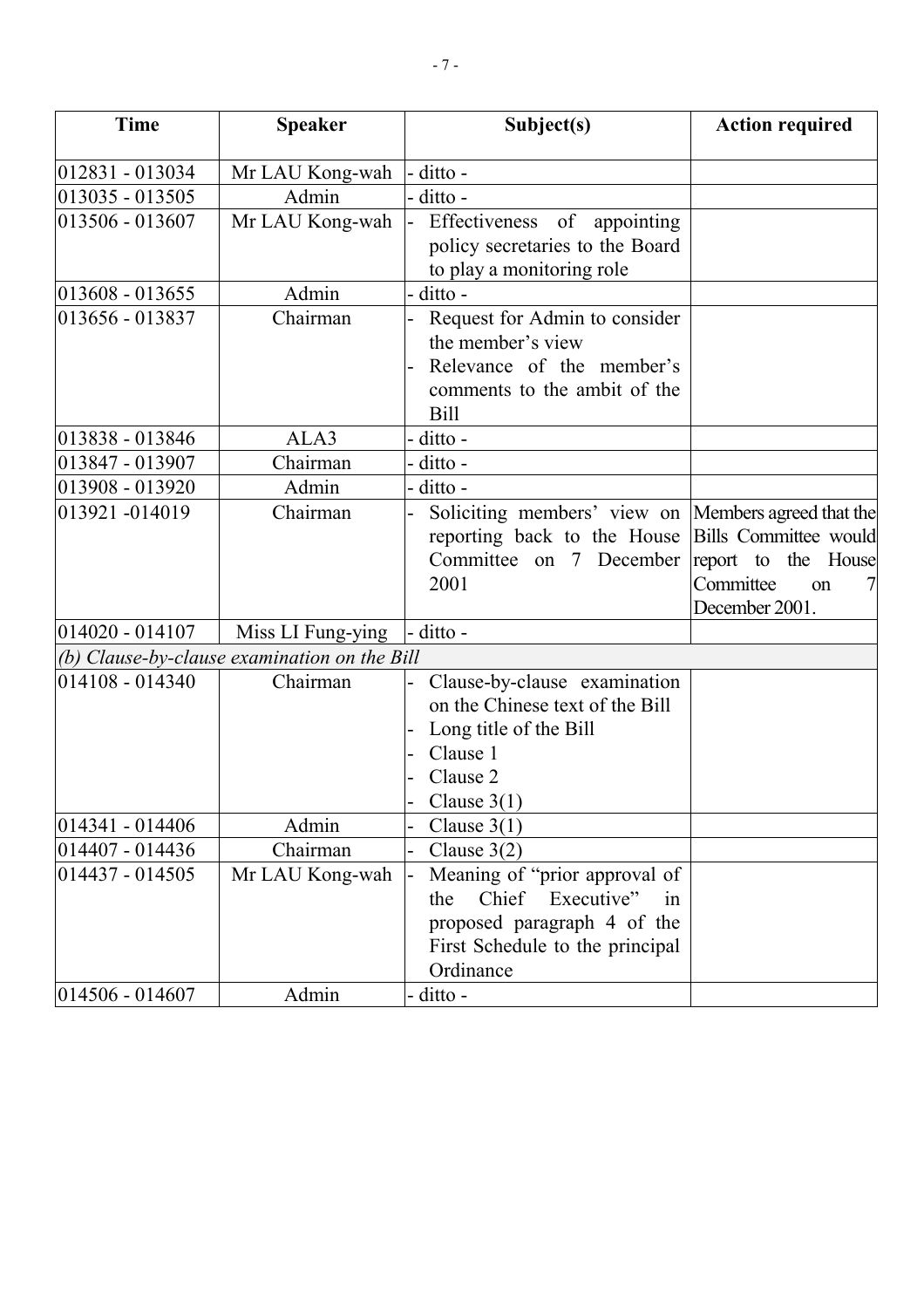| Time | Speaker | Subject(s) | Action required |
|---|---|---|---|
| 012831 - 013034 | Mr LAU Kong-wah | - ditto - | |
| 013035 - 013505 | Admin | - ditto - | |
| 013506 - 013607 | Mr LAU Kong-wah | - Effectiveness of appointing policy secretaries to the Board to play a monitoring role | |
| 013608 - 013655 | Admin | - ditto - | |
| 013656 - 013837 | Chairman | - Request for Admin to consider the member's view<br>- Relevance of the member's comments to the ambit of the Bill | |
| 013838 - 013846 | ALA3 | - ditto - | |
| 013847 - 013907 | Chairman | - ditto - | |
| 013908 - 013920 | Admin | - ditto - | |
| 013921 -014019 | Chairman | - Soliciting members' view on reporting back to the House Committee on 7 December 2001 | Members agreed that the Bills Committee would report to the House Committee on 7 December 2001. |
| 014020 - 014107 | Miss LI Fung-ying | - ditto - | |
| *(b) Clause-by-clause examination on the Bill* | | | |
| 014108 - 014340 | Chairman | - Clause-by-clause examination on the Chinese text of the Bill<br>- Long title of the Bill<br>- Clause 1<br>- Clause 2<br>- Clause 3(1) | |
| 014341 - 014406 | Admin | - Clause 3(1) | |
| 014407 - 014436 | Chairman | - Clause 3(2) | |
| 014437 - 014505 | Mr LAU Kong-wah | - Meaning of "prior approval of the Chief Executive" in proposed paragraph 4 of the First Schedule to the principal Ordinance | |
| 014506 - 014607 | Admin | - ditto - | |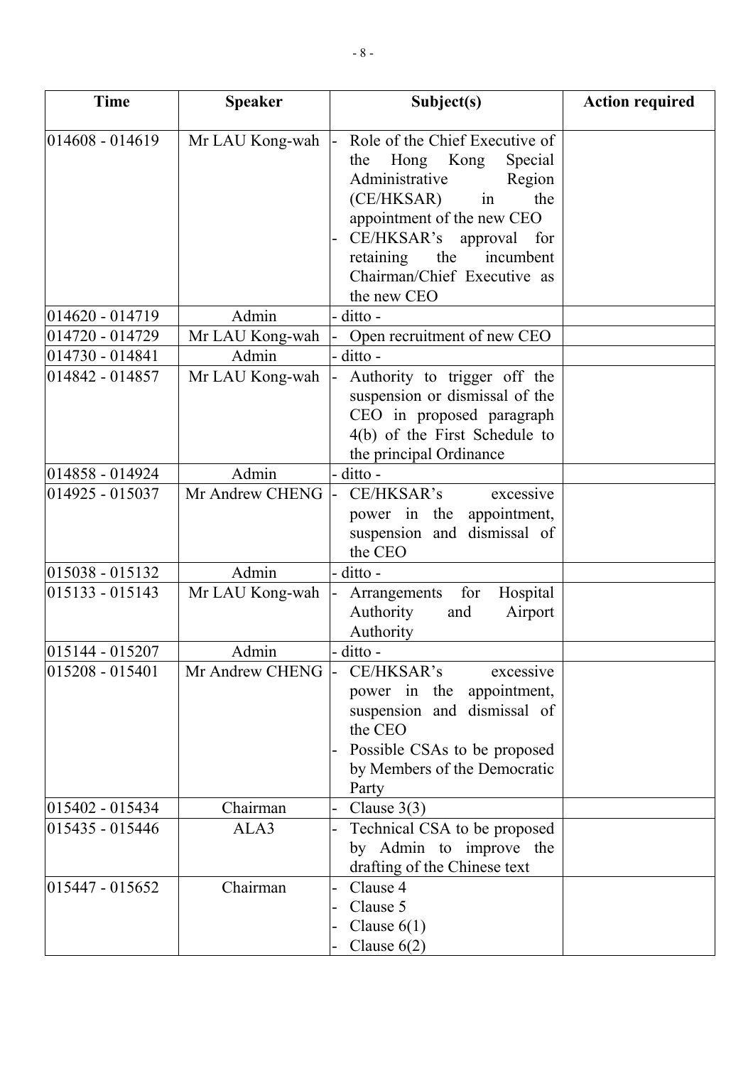| Time | Speaker | Subject(s) | Action required |
|---|---|---|---|
| 014608 - 014619 | Mr LAU Kong-wah | - Role of the Chief Executive of the Hong Kong Special Administrative Region (CE/HKSAR) in the appointment of the new CEO<br>- CE/HKSAR's approval for retaining the incumbent Chairman/Chief Executive as the new CEO | |
| 014620 - 014719 | Admin | - ditto - | |
| 014720 - 014729 | Mr LAU Kong-wah | - Open recruitment of new CEO | |
| 014730 - 014841 | Admin | - ditto - | |
| 014842 - 014857 | Mr LAU Kong-wah | - Authority to trigger off the suspension or dismissal of the CEO in proposed paragraph 4(b) of the First Schedule to the principal Ordinance | |
| 014858 - 014924 | Admin | - ditto - | |
| 014925 - 015037 | Mr Andrew CHENG | - CE/HKSAR's excessive power in the appointment, suspension and dismissal of the CEO | |
| 015038 - 015132 | Admin | - ditto - | |
| 015133 - 015143 | Mr LAU Kong-wah | - Arrangements for Hospital Authority and Airport Authority | |
| 015144 - 015207 | Admin | - ditto - | |
| 015208 - 015401 | Mr Andrew CHENG | - CE/HKSAR's excessive power in the appointment, suspension and dismissal of the CEO<br>- Possible CSAs to be proposed by Members of the Democratic Party | |
| 015402 - 015434 | Chairman | - Clause 3(3) | |
| 015435 - 015446 | ALA3 | - Technical CSA to be proposed by Admin to improve the drafting of the Chinese text | |
| 015447 - 015652 | Chairman | - Clause 4<br>- Clause 5<br>- Clause 6(1)<br>- Clause 6(2) | |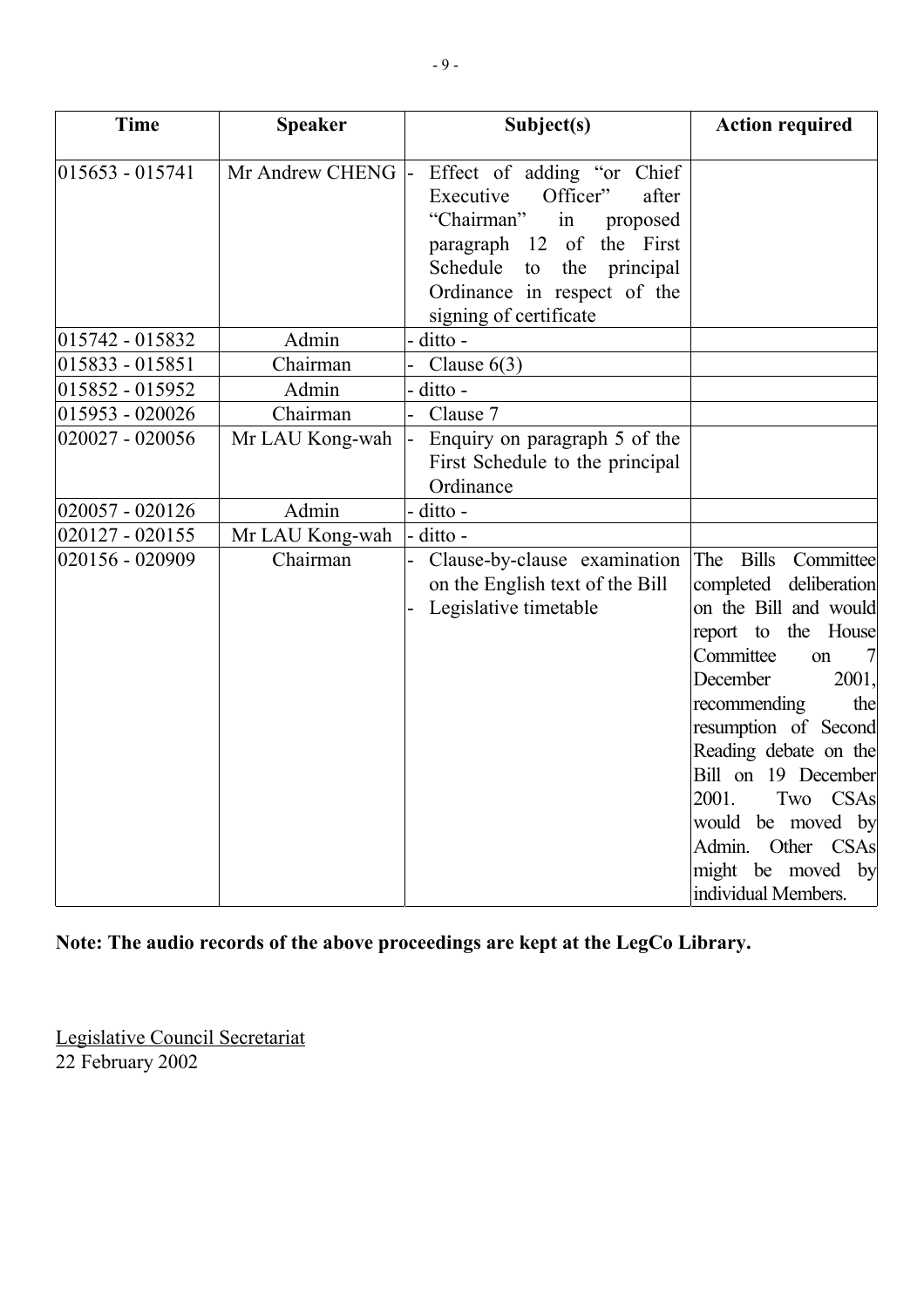| Time | Speaker | Subject(s) | Action required |
| --- | --- | --- | --- |
| 015653 - 015741 | Mr Andrew CHENG | - Effect of adding "or Chief Executive Officer" after "Chairman" in proposed paragraph 12 of the First Schedule to the principal Ordinance in respect of the signing of certificate | |
| 015742 - 015832 | Admin | - ditto - | |
| 015833 - 015851 | Chairman | - Clause 6(3) | |
| 015852 - 015952 | Admin | - ditto - | |
| 015953 - 020026 | Chairman | - Clause 7 | |
| 020027 - 020056 | Mr LAU Kong-wah | - Enquiry on paragraph 5 of the First Schedule to the principal Ordinance | |
| 020057 - 020126 | Admin | - ditto - | |
| 020127 - 020155 | Mr LAU Kong-wah | - ditto - | |
| 020156 - 020909 | Chairman | - Clause-by-clause examination on the English text of the Bill<br>- Legislative timetable | The Bills Committee completed deliberation on the Bill and would report to the House Committee on 7 December 2001, recommending the resumption of Second Reading debate on the Bill on 19 December 2001. Two CSAs would be moved by Admin. Other CSAs might be moved by individual Members. |

**Note: The audio records of the above proceedings are kept at the LegCo Library.**

Legislative Council Secretariat
22 February 2002